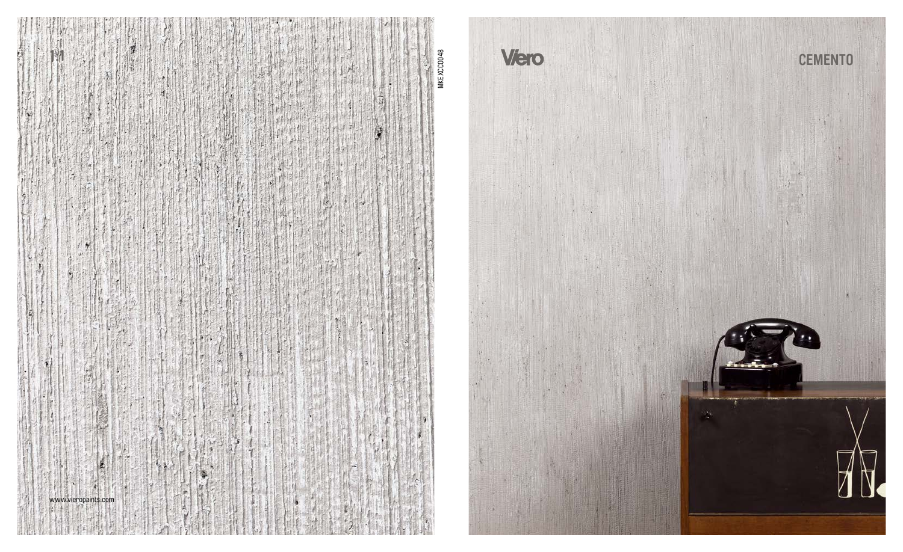MKEXCC0048

www.vieropaints.com

Viero

# CEMENTO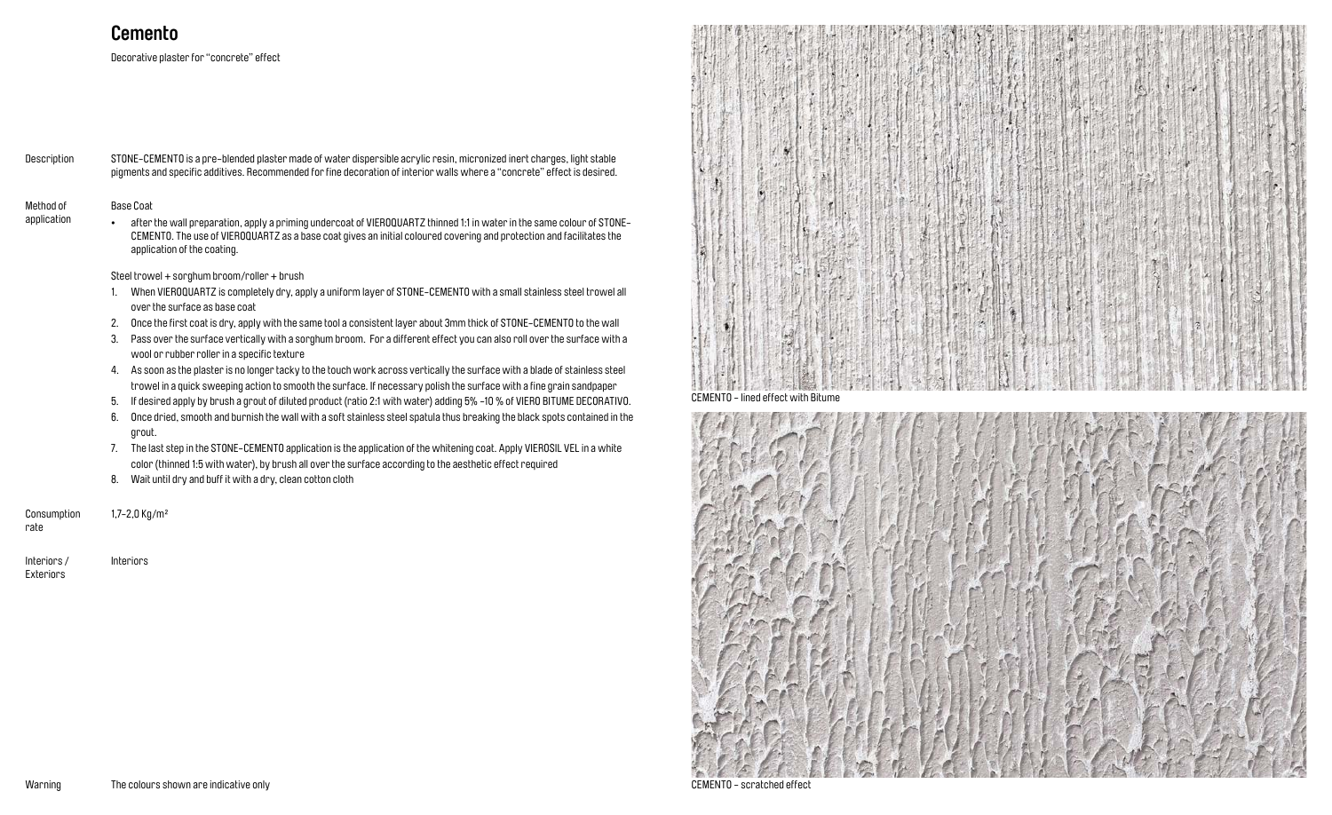# Cemento

Decorative plaster for "concrete" effect

**Description**

STONE-CEMENTO is a pre-blended plaster made of water dispersible acrylic resin, micronized inert charges, light stable pigments and specific additives. Recommended for fine decoration of interior walls where a "concrete" effect is desired.

**Method of application**

Base Coat

- after the wall preparation, apply a priming undercoat of VIEROQUARTZ thinned 1:1 in water in the same colour of STONE-CEMENTO. The use of VIEROQUARTZ as a base coat gives an initial coloured covering and protection and facilitates the application of the coating.

Steel trowel + sorghum broom/roller + brush

1. When VIEROQUARTZ is completely dry, apply a uniform layer of STONE-CEMENTO with a small stainless steel trowel all over the surface as base coat
2. Once the first coat is dry, apply with the same tool a consistent layer about 3mm thick of STONE-CEMENTO to the wall
3. Pass over the surface vertically with a sorghum broom. For a different effect you can also roll over the surface with a wool or rubber roller in a specific texture
4. As soon as the plaster is no longer tacky to the touch work across vertically the surface with a blade of stainless steel trowel in a quick sweeping action to smooth the surface. If necessary polish the surface with a fine grain sandpaper
5. If desired apply by brush a grout of diluted product (ratio 2:1 with water) adding 5% -10 % of VIERO BITUME DECORATIVO.
6. Once dried, smooth and burnish the wall with a soft stainless steel spatula thus breaking the black spots contained in the grout.
7. The last step in the STONE-CEMENTO application is the application of the whitening coat. Apply VIEROSIL VEL in a white color (thinned 1:5 with water), by brush all over the surface according to the aesthetic effect required
8. Wait until dry and buff it with a dry, clean cotton cloth

**Consumption rate**

1,7-2,0 Kg/m²

**Interiors / Exteriors**

Interiors

**Warning**

The colours shown are indicative only

CEMENTO - lined effect with Bitume

CEMENTO - scratched effect